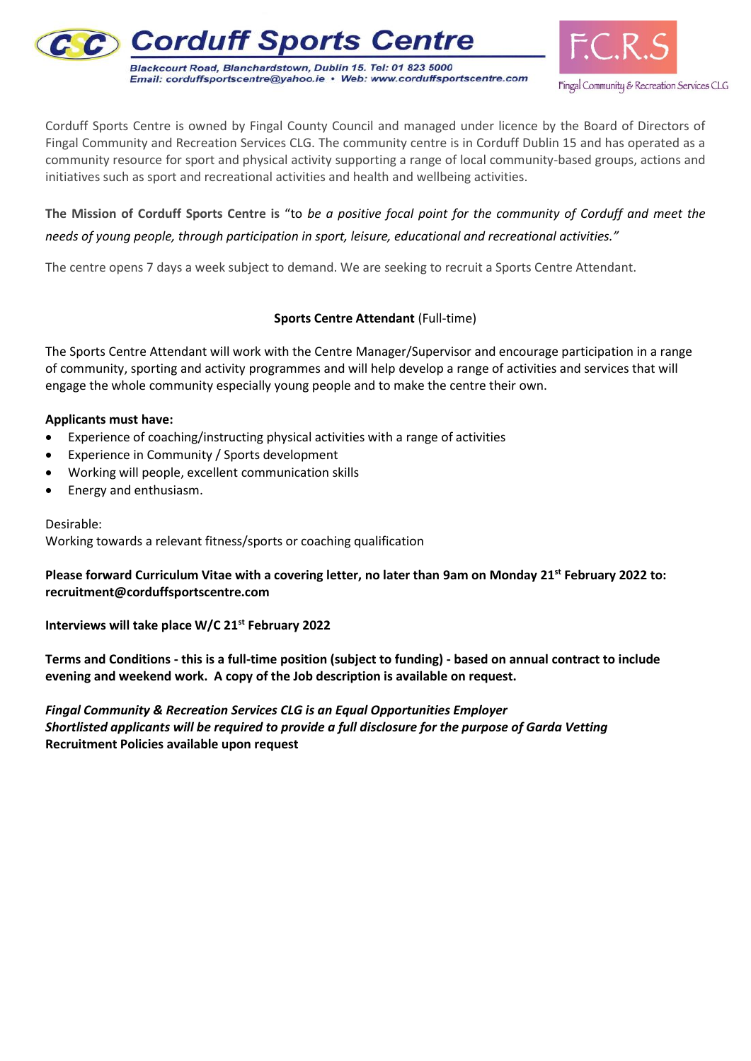# Corduff Sports Centre

Blackcourt Road, Blanchardstown, Dublin 15. Tel: 01 823 5000
Email: corduffsportscentre@yahoo.ie • Web: www.corduffsportscentre.com

F.C.R.S
Fingal Community & Recreation Services CLG

Corduff Sports Centre is owned by Fingal County Council and managed under licence by the Board of Directors of Fingal Community and Recreation Services CLG. The community centre is in Corduff Dublin 15 and has operated as a community resource for sport and physical activity supporting a range of local community-based groups, actions and initiatives such as sport and recreational activities and health and wellbeing activities.

**The Mission of Corduff Sports Centre is** "to *be a positive focal point for the community of Corduff and meet the needs of young people, through participation in sport, leisure, educational and recreational activities."*

The centre opens 7 days a week subject to demand. We are seeking to recruit a Sports Centre Attendant.

## **Sports Centre Attendant** (Full-time)

The Sports Centre Attendant will work with the Centre Manager/Supervisor and encourage participation in a range of community, sporting and activity programmes and will help develop a range of activities and services that will engage the whole community especially young people and to make the centre their own.

**Applicants must have:**

- Experience of coaching/instructing physical activities with a range of activities
- Experience in Community / Sports development
- Working will people, excellent communication skills
- Energy and enthusiasm.

Desirable:
Working towards a relevant fitness/sports or coaching qualification

**Please forward Curriculum Vitae with a covering letter, no later than 9am on Monday 21st February 2022 to: recruitment@corduffsportscentre.com**

**Interviews will take place W/C 21st February 2022**

**Terms and Conditions - this is a full-time position (subject to funding) - based on annual contract to include evening and weekend work. A copy of the Job description is available on request.**

***Fingal Community & Recreation Services CLG is an Equal Opportunities Employer***
***Shortlisted applicants will be required to provide a full disclosure for the purpose of Garda Vetting***
**Recruitment Policies available upon request**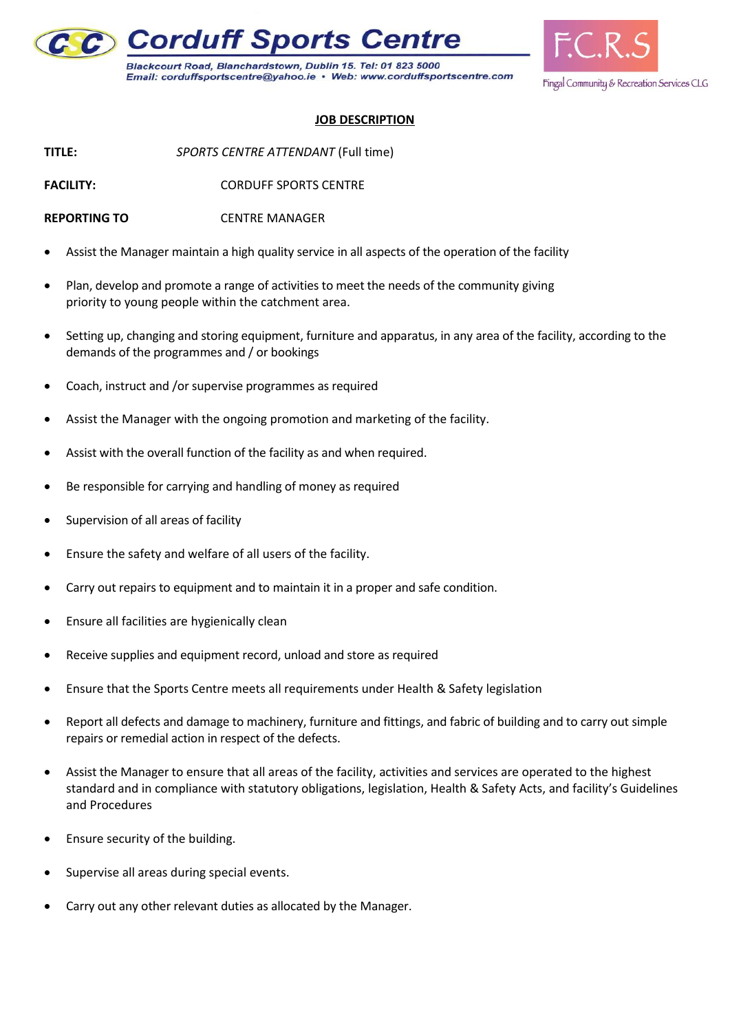**Corduff Sports Centre**

Blackcourt Road, Blanchardstown, Dublin 15. Tel: 01 823 5000
Email: corduffsportscentre@yahoo.ie • Web: www.corduffsportscentre.com

F.C.R.S
Fingal Community & Recreation Services CLG

**JOB DESCRIPTION**

**TITLE:** *SPORTS CENTRE ATTENDANT* (Full time)

**FACILITY:** CORDUFF SPORTS CENTRE

**REPORTING TO** CENTRE MANAGER

- Assist the Manager maintain a high quality service in all aspects of the operation of the facility
- Plan, develop and promote a range of activities to meet the needs of the community giving priority to young people within the catchment area.
- Setting up, changing and storing equipment, furniture and apparatus, in any area of the facility, according to the demands of the programmes and / or bookings
- Coach, instruct and /or supervise programmes as required
- Assist the Manager with the ongoing promotion and marketing of the facility.
- Assist with the overall function of the facility as and when required.
- Be responsible for carrying and handling of money as required
- Supervision of all areas of facility
- Ensure the safety and welfare of all users of the facility.
- Carry out repairs to equipment and to maintain it in a proper and safe condition.
- Ensure all facilities are hygienically clean
- Receive supplies and equipment record, unload and store as required
- Ensure that the Sports Centre meets all requirements under Health & Safety legislation
- Report all defects and damage to machinery, furniture and fittings, and fabric of building and to carry out simple repairs or remedial action in respect of the defects.
- Assist the Manager to ensure that all areas of the facility, activities and services are operated to the highest standard and in compliance with statutory obligations, legislation, Health & Safety Acts, and facility's Guidelines and Procedures
- Ensure security of the building.
- Supervise all areas during special events.
- Carry out any other relevant duties as allocated by the Manager.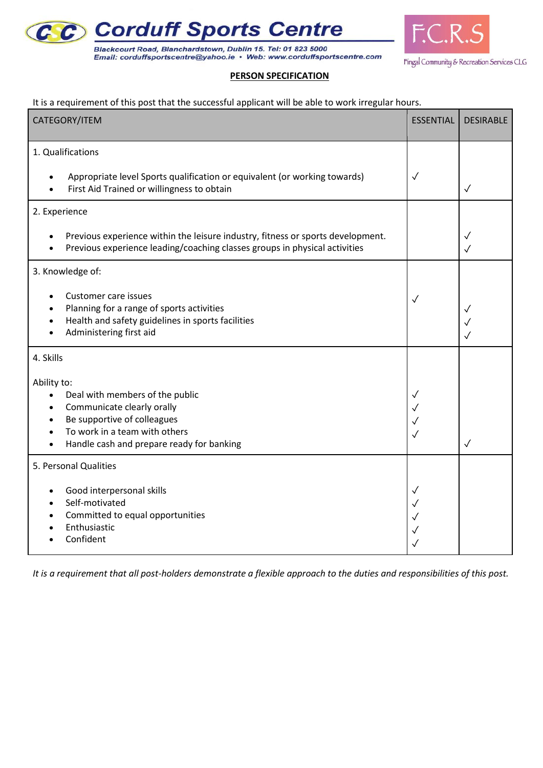Corduff Sports Centre

Blackcourt Road, Blanchardstown, Dublin 15. Tel: 01 823 5000
Email: corduffsportscentre@yahoo.ie • Web: www.corduffsportscentre.com

F.C.R.S
Fingal Community & Recreation Services CLG

**PERSON SPECIFICATION**

It is a requirement of this post that the successful applicant will be able to work irregular hours.

| CATEGORY/ITEM | ESSENTIAL | DESIRABLE |
|---|---|---|
| 1. Qualifications | | |
| • Appropriate level Sports qualification or equivalent (or working towards) | ✓ | |
| • First Aid Trained or willingness to obtain | | ✓ |
| 2. Experience | | |
| • Previous experience within the leisure industry, fitness or sports development. | | ✓ |
| • Previous experience leading/coaching classes groups in physical activities | | ✓ |
| 3. Knowledge of: | | |
| • Customer care issues | ✓ | |
| • Planning for a range of sports activities | | ✓ |
| • Health and safety guidelines in sports facilities | | ✓ |
| • Administering first aid | | ✓ |
| 4. Skills | | |
| Ability to: | | |
| • Deal with members of the public | ✓ | |
| • Communicate clearly orally | ✓ | |
| • Be supportive of colleagues | ✓ | |
| • To work in a team with others | ✓ | |
| • Handle cash and prepare ready for banking | | ✓ |
| 5. Personal Qualities | | |
| • Good interpersonal skills | ✓ | |
| • Self-motivated | ✓ | |
| • Committed to equal opportunities | ✓ | |
| • Enthusiastic | ✓ | |
| • Confident | ✓ | |

*It is a requirement that all post-holders demonstrate a flexible approach to the duties and responsibilities of this post.*